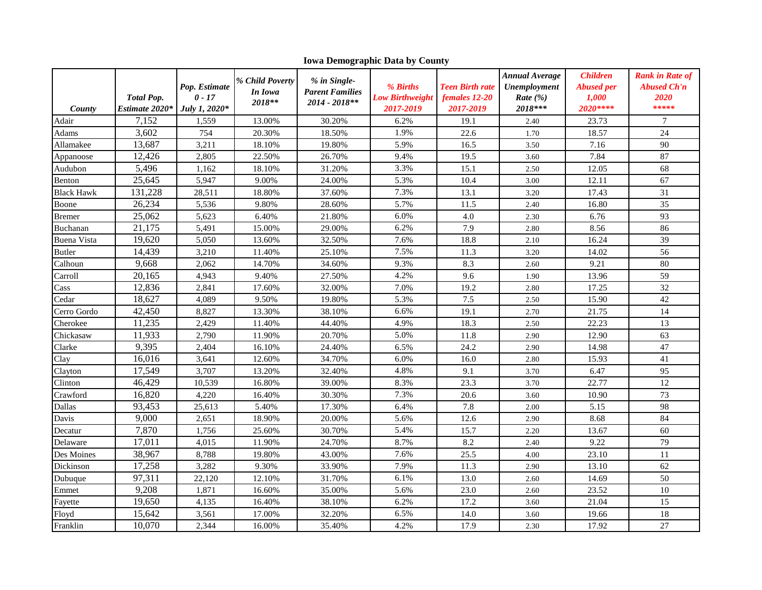**Iowa Demographic Data by County**

| County | Total Pop. Estimate 2020* | Pop. Estimate 0 - 17 July 1, 2020* | % Child Poverty In Iowa 2018** | % in Single-Parent Families 2014 - 2018** | % Births Low Birthweight 2017-2019 | Teen Birth rate females 12-20 2017-2019 | Annual Average Unemployment Rate (%) 2018*** | Children Abused per 1,000 2020**** | Rank in Rate of Abused Ch'n 2020 ***** |
|---|---|---|---|---|---|---|---|---|---|
| Adair | 7,152 | 1,559 | 13.00% | 30.20% | 6.2% | 19.1 | 2.40 | 23.73 | 7 |
| Adams | 3,602 | 754 | 20.30% | 18.50% | 1.9% | 22.6 | 1.70 | 18.57 | 24 |
| Allamakee | 13,687 | 3,211 | 18.10% | 19.80% | 5.9% | 16.5 | 3.50 | 7.16 | 90 |
| Appanoose | 12,426 | 2,805 | 22.50% | 26.70% | 9.4% | 19.5 | 3.60 | 7.84 | 87 |
| Audubon | 5,496 | 1,162 | 18.10% | 31.20% | 3.3% | 15.1 | 2.50 | 12.05 | 68 |
| Benton | 25,645 | 5,947 | 9.00% | 24.00% | 5.3% | 10.4 | 3.00 | 12.11 | 67 |
| Black Hawk | 131,228 | 28,511 | 18.80% | 37.60% | 7.3% | 13.1 | 3.20 | 17.43 | 31 |
| Boone | 26,234 | 5,536 | 9.80% | 28.60% | 5.7% | 11.5 | 2.40 | 16.80 | 35 |
| Bremer | 25,062 | 5,623 | 6.40% | 21.80% | 6.0% | 4.0 | 2.30 | 6.76 | 93 |
| Buchanan | 21,175 | 5,491 | 15.00% | 29.00% | 6.2% | 7.9 | 2.80 | 8.56 | 86 |
| Buena Vista | 19,620 | 5,050 | 13.60% | 32.50% | 7.6% | 18.8 | 2.10 | 16.24 | 39 |
| Butler | 14,439 | 3,210 | 11.40% | 25.10% | 7.5% | 11.3 | 3.20 | 14.02 | 56 |
| Calhoun | 9,668 | 2,062 | 14.70% | 34.60% | 9.3% | 8.3 | 2.60 | 9.21 | 80 |
| Carroll | 20,165 | 4,943 | 9.40% | 27.50% | 4.2% | 9.6 | 1.90 | 13.96 | 59 |
| Cass | 12,836 | 2,841 | 17.60% | 32.00% | 7.0% | 19.2 | 2.80 | 17.25 | 32 |
| Cedar | 18,627 | 4,089 | 9.50% | 19.80% | 5.3% | 7.5 | 2.50 | 15.90 | 42 |
| Cerro Gordo | 42,450 | 8,827 | 13.30% | 38.10% | 6.6% | 19.1 | 2.70 | 21.75 | 14 |
| Cherokee | 11,235 | 2,429 | 11.40% | 44.40% | 4.9% | 18.3 | 2.50 | 22.23 | 13 |
| Chickasaw | 11,933 | 2,790 | 11.90% | 20.70% | 5.0% | 11.8 | 2.90 | 12.90 | 63 |
| Clarke | 9,395 | 2,404 | 16.10% | 24.40% | 6.5% | 24.2 | 2.90 | 14.98 | 47 |
| Clay | 16,016 | 3,641 | 12.60% | 34.70% | 6.0% | 16.0 | 2.80 | 15.93 | 41 |
| Clayton | 17,549 | 3,707 | 13.20% | 32.40% | 4.8% | 9.1 | 3.70 | 6.47 | 95 |
| Clinton | 46,429 | 10,539 | 16.80% | 39.00% | 8.3% | 23.3 | 3.70 | 22.77 | 12 |
| Crawford | 16,820 | 4,220 | 16.40% | 30.30% | 7.3% | 20.6 | 3.60 | 10.90 | 73 |
| Dallas | 93,453 | 25,613 | 5.40% | 17.30% | 6.4% | 7.8 | 2.00 | 5.15 | 98 |
| Davis | 9,000 | 2,651 | 18.90% | 20.00% | 5.6% | 12.6 | 2.90 | 8.68 | 84 |
| Decatur | 7,870 | 1,756 | 25.60% | 30.70% | 5.4% | 15.7 | 2.20 | 13.67 | 60 |
| Delaware | 17,011 | 4,015 | 11.90% | 24.70% | 8.7% | 8.2 | 2.40 | 9.22 | 79 |
| Des Moines | 38,967 | 8,788 | 19.80% | 43.00% | 7.6% | 25.5 | 4.00 | 23.10 | 11 |
| Dickinson | 17,258 | 3,282 | 9.30% | 33.90% | 7.9% | 11.3 | 2.90 | 13.10 | 62 |
| Dubuque | 97,311 | 22,120 | 12.10% | 31.70% | 6.1% | 13.0 | 2.60 | 14.69 | 50 |
| Emmet | 9,208 | 1,871 | 16.60% | 35.00% | 5.6% | 23.0 | 2.60 | 23.52 | 10 |
| Fayette | 19,650 | 4,135 | 16.40% | 38.10% | 6.2% | 17.2 | 3.60 | 21.04 | 15 |
| Floyd | 15,642 | 3,561 | 17.00% | 32.20% | 6.5% | 14.0 | 3.60 | 19.66 | 18 |
| Franklin | 10,070 | 2,344 | 16.00% | 35.40% | 4.2% | 17.9 | 2.30 | 17.92 | 27 |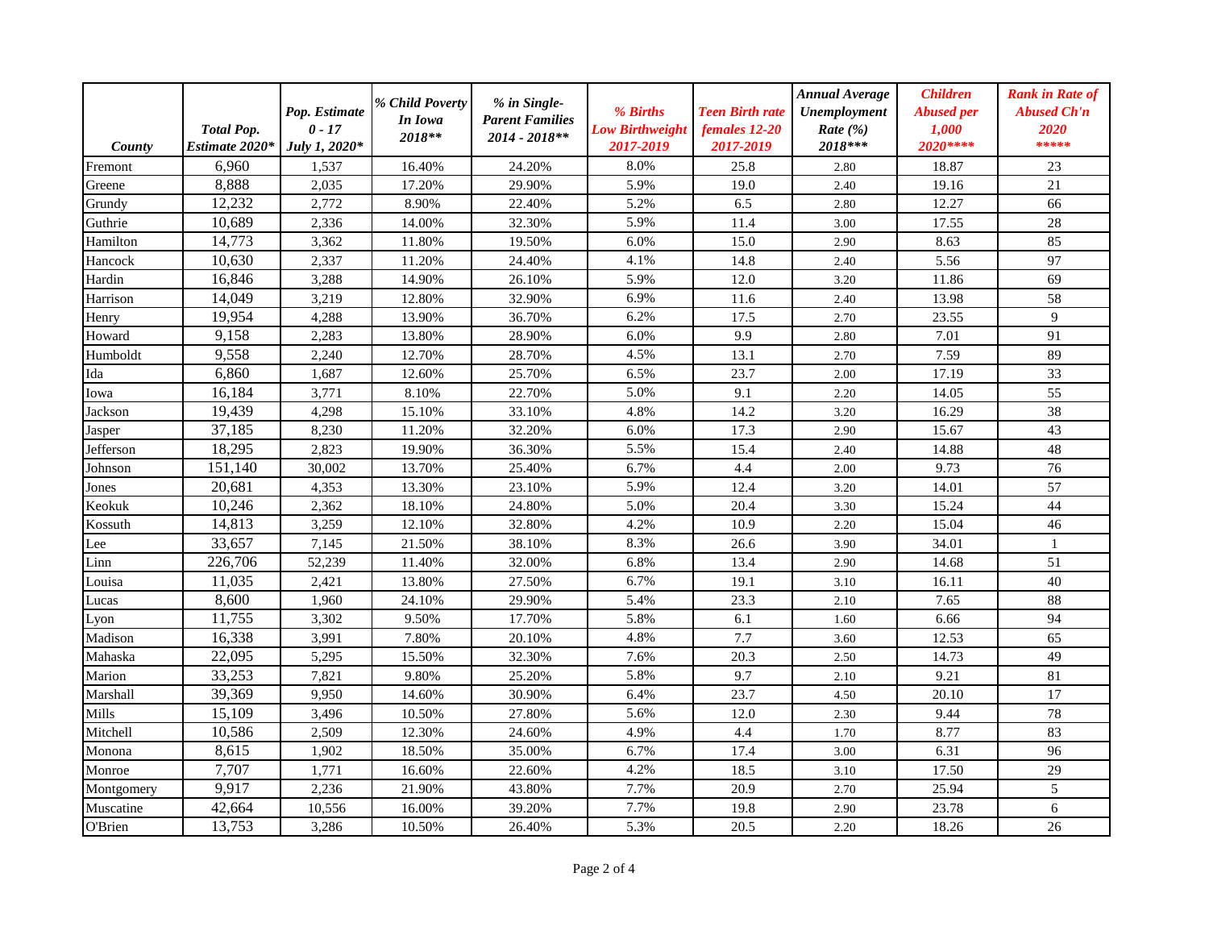| County | *Total Pop. Estimate 2020** | *Pop. Estimate 0 - 17 July 1, 2020** | *% Child Poverty In Iowa 2018*** | *% in Single-Parent Families 2014 - 2018*** | *% Births Low Birthweight 2017-2019* | *Teen Birth rate females 12-20 2017-2019* | *Annual Average Unemployment Rate (%) 2018**** | *Children Abused per 1,000 2020***** | *Rank in Rate of Abused Ch'n 2020 ****** |
|---|---|---|---|---|---|---|---|---|---|
| Fremont | 6,960 | 1,537 | 16.40% | 24.20% | 8.0% | 25.8 | 2.80 | 18.87 | 23 |
| Greene | 8,888 | 2,035 | 17.20% | 29.90% | 5.9% | 19.0 | 2.40 | 19.16 | 21 |
| Grundy | 12,232 | 2,772 | 8.90% | 22.40% | 5.2% | 6.5 | 2.80 | 12.27 | 66 |
| Guthrie | 10,689 | 2,336 | 14.00% | 32.30% | 5.9% | 11.4 | 3.00 | 17.55 | 28 |
| Hamilton | 14,773 | 3,362 | 11.80% | 19.50% | 6.0% | 15.0 | 2.90 | 8.63 | 85 |
| Hancock | 10,630 | 2,337 | 11.20% | 24.40% | 4.1% | 14.8 | 2.40 | 5.56 | 97 |
| Hardin | 16,846 | 3,288 | 14.90% | 26.10% | 5.9% | 12.0 | 3.20 | 11.86 | 69 |
| Harrison | 14,049 | 3,219 | 12.80% | 32.90% | 6.9% | 11.6 | 2.40 | 13.98 | 58 |
| Henry | 19,954 | 4,288 | 13.90% | 36.70% | 6.2% | 17.5 | 2.70 | 23.55 | 9 |
| Howard | 9,158 | 2,283 | 13.80% | 28.90% | 6.0% | 9.9 | 2.80 | 7.01 | 91 |
| Humboldt | 9,558 | 2,240 | 12.70% | 28.70% | 4.5% | 13.1 | 2.70 | 7.59 | 89 |
| Ida | 6,860 | 1,687 | 12.60% | 25.70% | 6.5% | 23.7 | 2.00 | 17.19 | 33 |
| Iowa | 16,184 | 3,771 | 8.10% | 22.70% | 5.0% | 9.1 | 2.20 | 14.05 | 55 |
| Jackson | 19,439 | 4,298 | 15.10% | 33.10% | 4.8% | 14.2 | 3.20 | 16.29 | 38 |
| Jasper | 37,185 | 8,230 | 11.20% | 32.20% | 6.0% | 17.3 | 2.90 | 15.67 | 43 |
| Jefferson | 18,295 | 2,823 | 19.90% | 36.30% | 5.5% | 15.4 | 2.40 | 14.88 | 48 |
| Johnson | 151,140 | 30,002 | 13.70% | 25.40% | 6.7% | 4.4 | 2.00 | 9.73 | 76 |
| Jones | 20,681 | 4,353 | 13.30% | 23.10% | 5.9% | 12.4 | 3.20 | 14.01 | 57 |
| Keokuk | 10,246 | 2,362 | 18.10% | 24.80% | 5.0% | 20.4 | 3.30 | 15.24 | 44 |
| Kossuth | 14,813 | 3,259 | 12.10% | 32.80% | 4.2% | 10.9 | 2.20 | 15.04 | 46 |
| Lee | 33,657 | 7,145 | 21.50% | 38.10% | 8.3% | 26.6 | 3.90 | 34.01 | 1 |
| Linn | 226,706 | 52,239 | 11.40% | 32.00% | 6.8% | 13.4 | 2.90 | 14.68 | 51 |
| Louisa | 11,035 | 2,421 | 13.80% | 27.50% | 6.7% | 19.1 | 3.10 | 16.11 | 40 |
| Lucas | 8,600 | 1,960 | 24.10% | 29.90% | 5.4% | 23.3 | 2.10 | 7.65 | 88 |
| Lyon | 11,755 | 3,302 | 9.50% | 17.70% | 5.8% | 6.1 | 1.60 | 6.66 | 94 |
| Madison | 16,338 | 3,991 | 7.80% | 20.10% | 4.8% | 7.7 | 3.60 | 12.53 | 65 |
| Mahaska | 22,095 | 5,295 | 15.50% | 32.30% | 7.6% | 20.3 | 2.50 | 14.73 | 49 |
| Marion | 33,253 | 7,821 | 9.80% | 25.20% | 5.8% | 9.7 | 2.10 | 9.21 | 81 |
| Marshall | 39,369 | 9,950 | 14.60% | 30.90% | 6.4% | 23.7 | 4.50 | 20.10 | 17 |
| Mills | 15,109 | 3,496 | 10.50% | 27.80% | 5.6% | 12.0 | 2.30 | 9.44 | 78 |
| Mitchell | 10,586 | 2,509 | 12.30% | 24.60% | 4.9% | 4.4 | 1.70 | 8.77 | 83 |
| Monona | 8,615 | 1,902 | 18.50% | 35.00% | 6.7% | 17.4 | 3.00 | 6.31 | 96 |
| Monroe | 7,707 | 1,771 | 16.60% | 22.60% | 4.2% | 18.5 | 3.10 | 17.50 | 29 |
| Montgomery | 9,917 | 2,236 | 21.90% | 43.80% | 7.7% | 20.9 | 2.70 | 25.94 | 5 |
| Muscatine | 42,664 | 10,556 | 16.00% | 39.20% | 7.7% | 19.8 | 2.90 | 23.78 | 6 |
| O'Brien | 13,753 | 3,286 | 10.50% | 26.40% | 5.3% | 20.5 | 2.20 | 18.26 | 26 |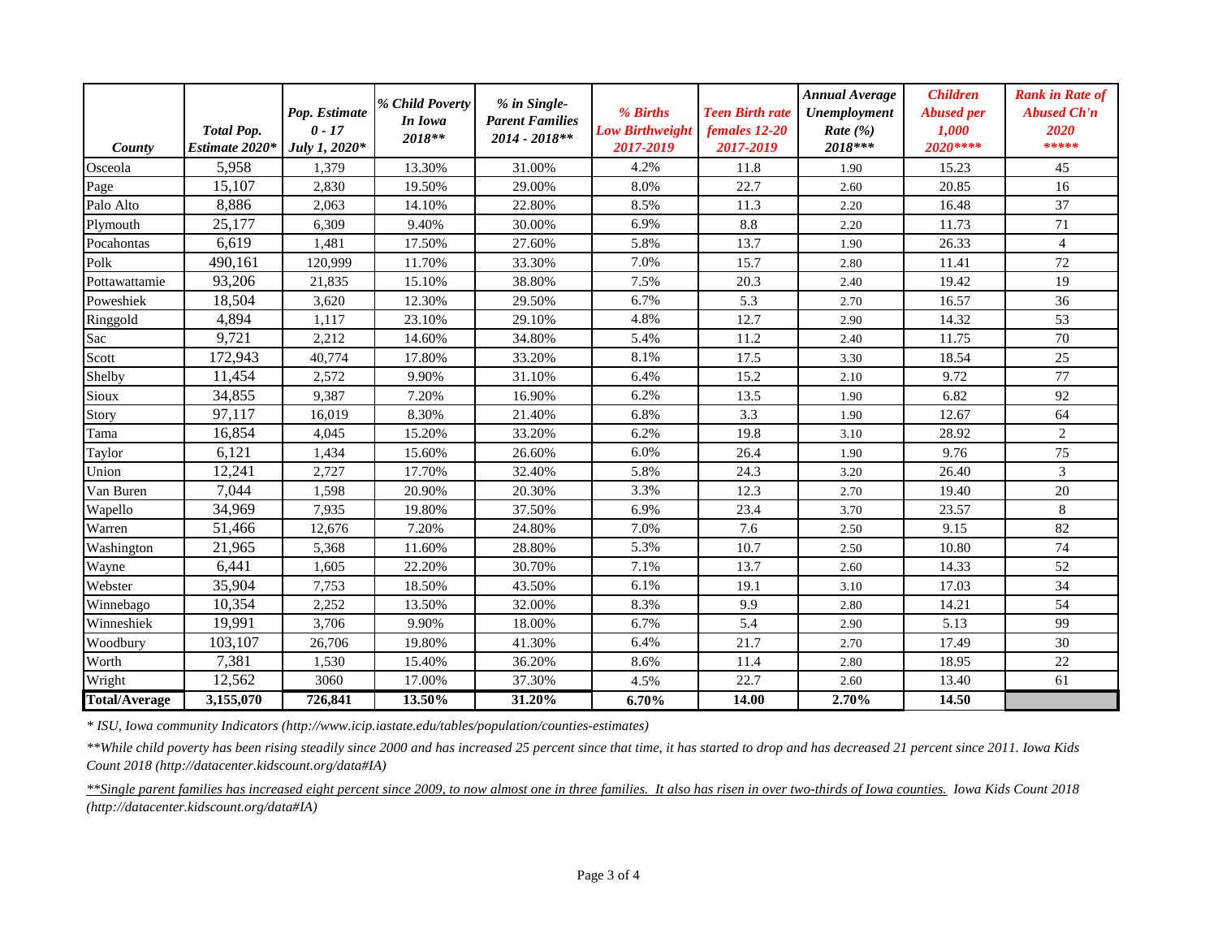| County | Total Pop. Estimate 2020* | Pop. Estimate 0 - 17 July 1, 2020* | % Child Poverty In Iowa 2018** | % in Single-Parent Families 2014 - 2018** | % Births Low Birthweight 2017-2019 | Teen Birth rate females 12-20 2017-2019 | Annual Average Unemployment Rate (%) 2018*** | Children Abused per 1,000 2020**** | Rank in Rate of Abused Ch'n 2020 ***** |
|---|---|---|---|---|---|---|---|---|---|
| Osceola | 5,958 | 1,379 | 13.30% | 31.00% | 4.2% | 11.8 | 1.90 | 15.23 | 45 |
| Page | 15,107 | 2,830 | 19.50% | 29.00% | 8.0% | 22.7 | 2.60 | 20.85 | 16 |
| Palo Alto | 8,886 | 2,063 | 14.10% | 22.80% | 8.5% | 11.3 | 2.20 | 16.48 | 37 |
| Plymouth | 25,177 | 6,309 | 9.40% | 30.00% | 6.9% | 8.8 | 2.20 | 11.73 | 71 |
| Pocahontas | 6,619 | 1,481 | 17.50% | 27.60% | 5.8% | 13.7 | 1.90 | 26.33 | 4 |
| Polk | 490,161 | 120,999 | 11.70% | 33.30% | 7.0% | 15.7 | 2.80 | 11.41 | 72 |
| Pottawattamie | 93,206 | 21,835 | 15.10% | 38.80% | 7.5% | 20.3 | 2.40 | 19.42 | 19 |
| Poweshiek | 18,504 | 3,620 | 12.30% | 29.50% | 6.7% | 5.3 | 2.70 | 16.57 | 36 |
| Ringgold | 4,894 | 1,117 | 23.10% | 29.10% | 4.8% | 12.7 | 2.90 | 14.32 | 53 |
| Sac | 9,721 | 2,212 | 14.60% | 34.80% | 5.4% | 11.2 | 2.40 | 11.75 | 70 |
| Scott | 172,943 | 40,774 | 17.80% | 33.20% | 8.1% | 17.5 | 3.30 | 18.54 | 25 |
| Shelby | 11,454 | 2,572 | 9.90% | 31.10% | 6.4% | 15.2 | 2.10 | 9.72 | 77 |
| Sioux | 34,855 | 9,387 | 7.20% | 16.90% | 6.2% | 13.5 | 1.90 | 6.82 | 92 |
| Story | 97,117 | 16,019 | 8.30% | 21.40% | 6.8% | 3.3 | 1.90 | 12.67 | 64 |
| Tama | 16,854 | 4,045 | 15.20% | 33.20% | 6.2% | 19.8 | 3.10 | 28.92 | 2 |
| Taylor | 6,121 | 1,434 | 15.60% | 26.60% | 6.0% | 26.4 | 1.90 | 9.76 | 75 |
| Union | 12,241 | 2,727 | 17.70% | 32.40% | 5.8% | 24.3 | 3.20 | 26.40 | 3 |
| Van Buren | 7,044 | 1,598 | 20.90% | 20.30% | 3.3% | 12.3 | 2.70 | 19.40 | 20 |
| Wapello | 34,969 | 7,935 | 19.80% | 37.50% | 6.9% | 23.4 | 3.70 | 23.57 | 8 |
| Warren | 51,466 | 12,676 | 7.20% | 24.80% | 7.0% | 7.6 | 2.50 | 9.15 | 82 |
| Washington | 21,965 | 5,368 | 11.60% | 28.80% | 5.3% | 10.7 | 2.50 | 10.80 | 74 |
| Wayne | 6,441 | 1,605 | 22.20% | 30.70% | 7.1% | 13.7 | 2.60 | 14.33 | 52 |
| Webster | 35,904 | 7,753 | 18.50% | 43.50% | 6.1% | 19.1 | 3.10 | 17.03 | 34 |
| Winnebago | 10,354 | 2,252 | 13.50% | 32.00% | 8.3% | 9.9 | 2.80 | 14.21 | 54 |
| Winneshiek | 19,991 | 3,706 | 9.90% | 18.00% | 6.7% | 5.4 | 2.90 | 5.13 | 99 |
| Woodbury | 103,107 | 26,706 | 19.80% | 41.30% | 6.4% | 21.7 | 2.70 | 17.49 | 30 |
| Worth | 7,381 | 1,530 | 15.40% | 36.20% | 8.6% | 11.4 | 2.80 | 18.95 | 22 |
| Wright | 12,562 | 3060 | 17.00% | 37.30% | 4.5% | 22.7 | 2.60 | 13.40 | 61 |
| **Total/Average** | **3,155,070** | **726,841** | **13.50%** | **31.20%** | **6.70%** | **14.00** | **2.70%** | **14.50** | |

*\* ISU, Iowa community Indicators (http://www.icip.iastate.edu/tables/population/counties-estimates)*

*\*\*While child poverty has been rising steadily since 2000 and has increased 25 percent since that time, it has started to drop and has decreased 21 percent since 2011. Iowa Kids Count 2018 (http://datacenter.kidscount.org/data#IA)*

*<u>\*\*Single parent families has increased eight percent since 2009, to now almost one in three families. It also has risen in over two-thirds of Iowa counties.</u> Iowa Kids Count 2018 (http://datacenter.kidscount.org/data#IA)*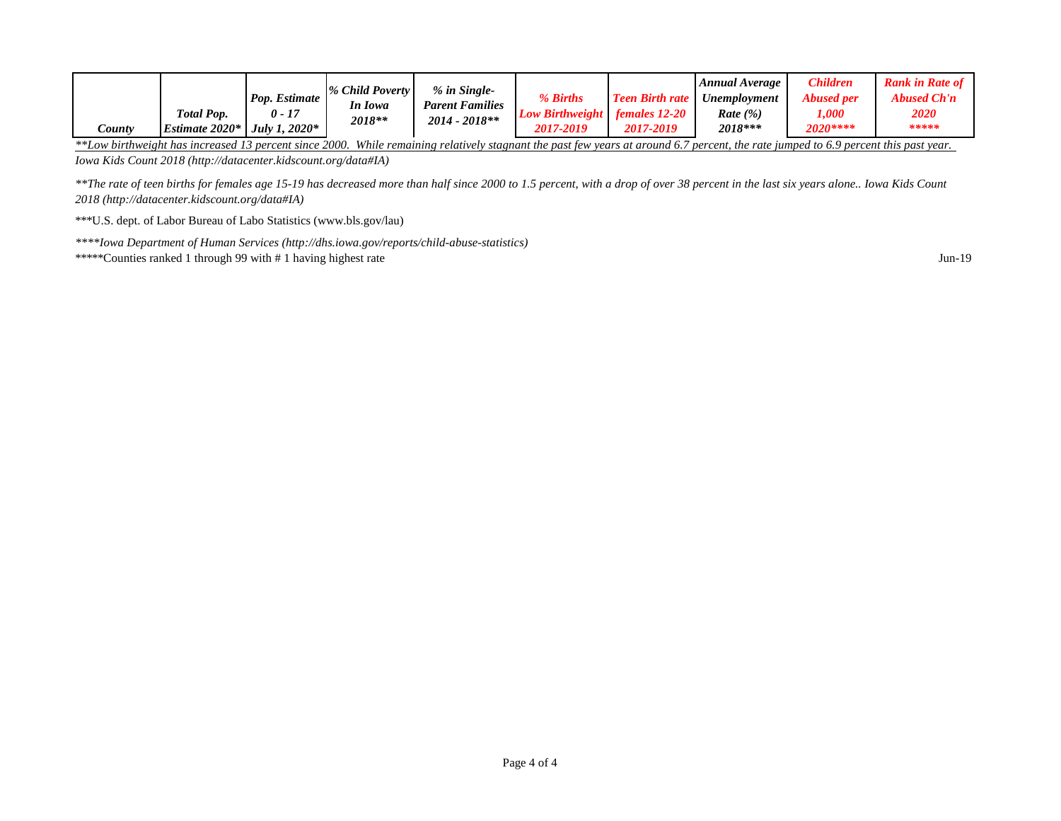| County | Total Pop. Estimate 2020* | Pop. Estimate 0 - 17 July 1, 2020* | % Child Poverty In Iowa 2018** | % in Single-Parent Families 2014 - 2018** | % Births Low Birthweight 2017-2019 | Teen Birth rate females 12-20 2017-2019 | Annual Average Unemployment Rate (%) 2018*** | Children Abused per 1,000 2020**** | Rank in Rate of Abused Ch'n 2020 ***** |
|---|---|---|---|---|---|---|---|---|---|

*\*\*Low birthweight has increased 13 percent since 2000. While remaining relatively stagnant the past few years at around 6.7 percent, the rate jumped to 6.9 percent this past year. Iowa Kids Count 2018 (http://datacenter.kidscount.org/data#IA)*

*\*\*The rate of teen births for females age 15-19 has decreased more than half since 2000 to 1.5 percent, with a drop of over 38 percent in the last six years alone.. Iowa Kids Count 2018 (http://datacenter.kidscount.org/data#IA)*

\*\*\*U.S. dept. of Labor Bureau of Labo Statistics (www.bls.gov/lau)

*\*\*\*\*Iowa Department of Human Services (http://dhs.iowa.gov/reports/child-abuse-statistics)*

\*\*\*\*\*Counties ranked 1 through 99 with # 1 having highest rate

Jun-19